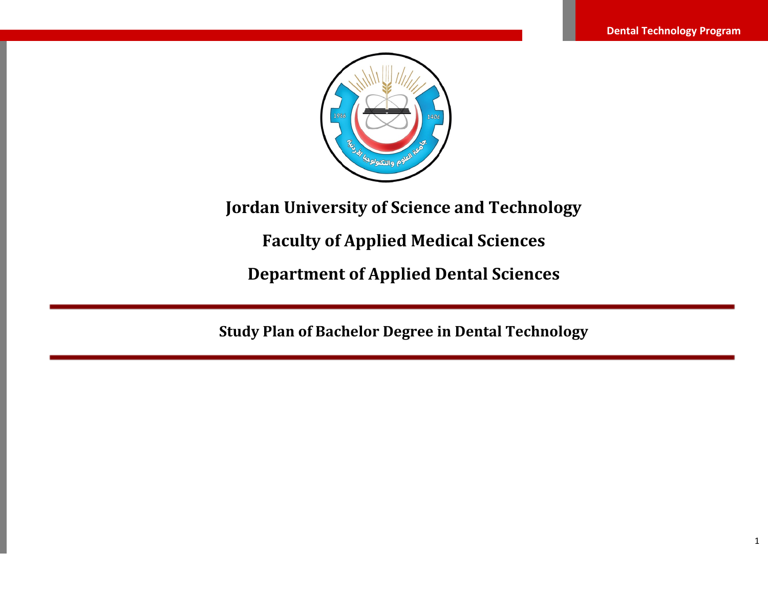# Jordan University of Science and Technology

## Faculty of Applied Medical Sciences

## Department of Applied Dental Sciences

---

**Study Plan of Bachelor Degree in Dental Technology**

---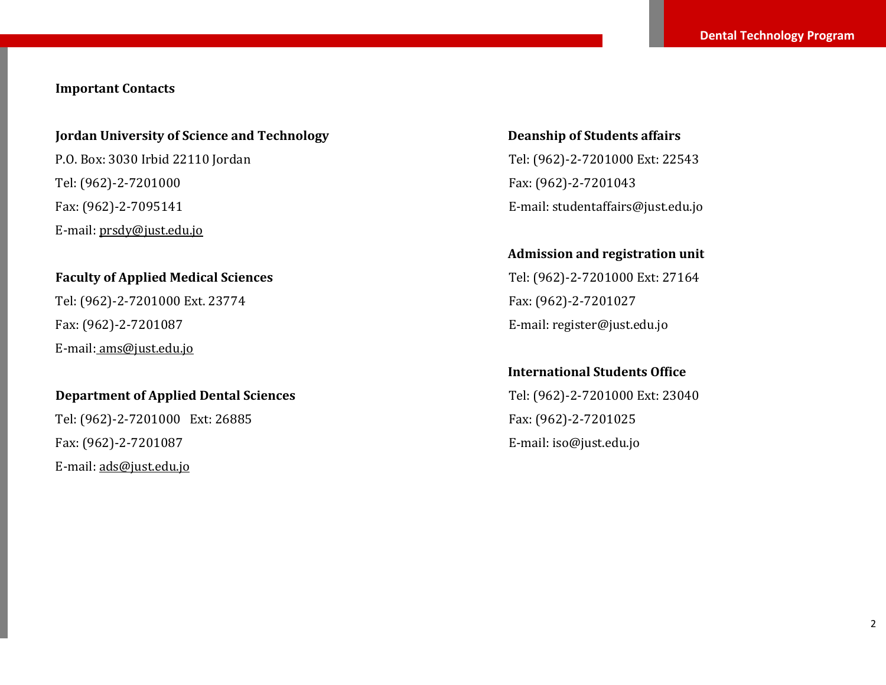## Important Contacts

**Jordan University of Science and Technology**

P.O. Box: 3030 Irbid 22110 Jordan

Tel: (962)-2-7201000

Fax: (962)-2-7095141

E-mail: prsdy@just.edu.jo

**Faculty of Applied Medical Sciences**

Tel: (962)-2-7201000 Ext. 23774

Fax: (962)-2-7201087

E-mail: ams@just.edu.jo

**Department of Applied Dental Sciences**

Tel: (962)-2-7201000 Ext: 26885

Fax: (962)-2-7201087

E-mail: ads@just.edu.jo

**Deanship of Students affairs**

Tel: (962)-2-7201000 Ext: 22543

Fax: (962)-2-7201043

E-mail: studentaffairs@just.edu.jo

**Admission and registration unit**

Tel: (962)-2-7201000 Ext: 27164

Fax: (962)-2-7201027

E-mail: register@just.edu.jo

**International Students Office**

Tel: (962)-2-7201000 Ext: 23040

Fax: (962)-2-7201025

E-mail: iso@just.edu.jo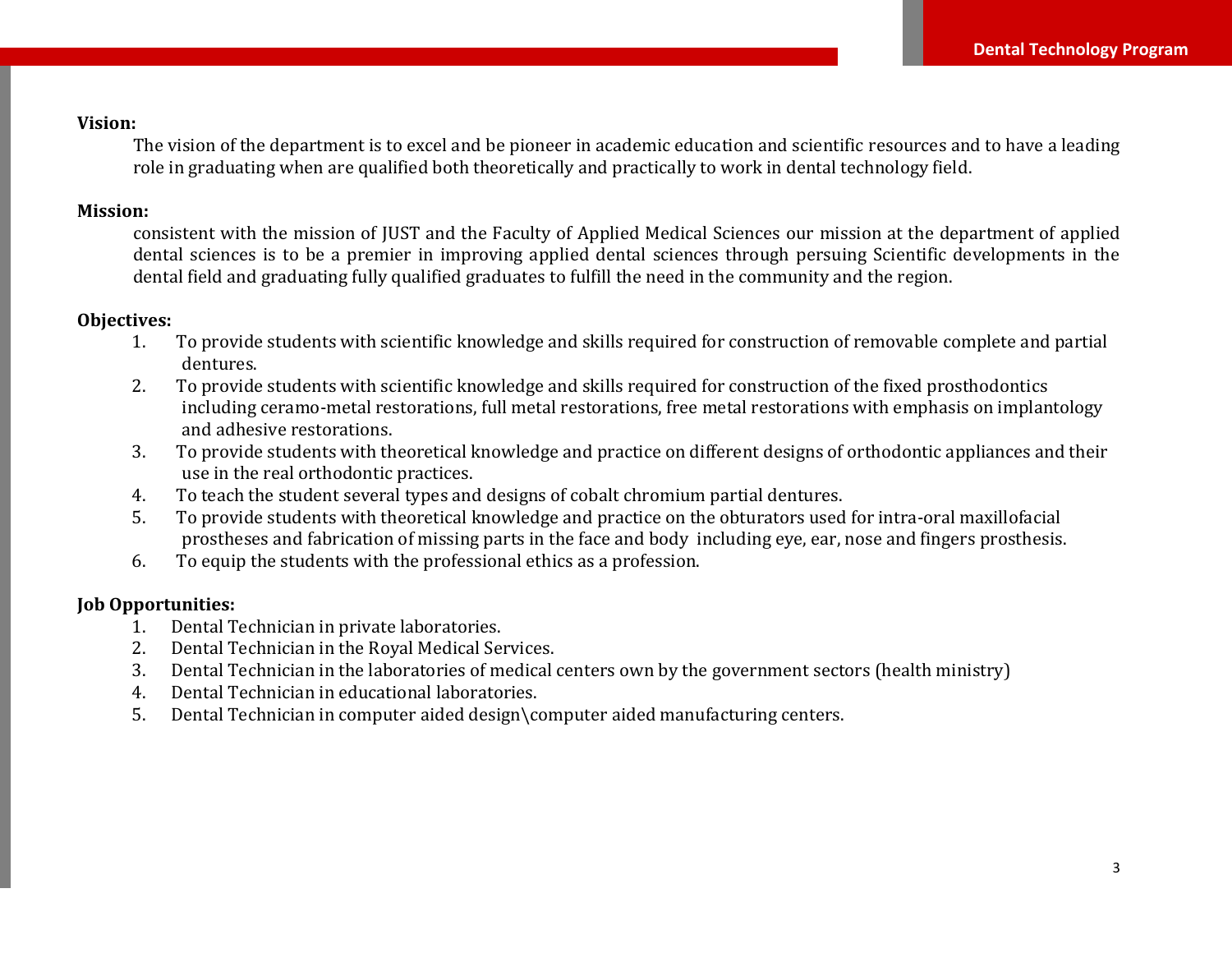**Vision:**

The vision of the department is to excel and be pioneer in academic education and scientific resources and to have a leading role in graduating when are qualified both theoretically and practically to work in dental technology field.

**Mission:**

consistent with the mission of JUST and the Faculty of Applied Medical Sciences our mission at the department of applied dental sciences is to be a premier in improving applied dental sciences through persuing Scientific developments in the dental field and graduating fully qualified graduates to fulfill the need in the community and the region.

**Objectives:**

1. To provide students with scientific knowledge and skills required for construction of removable complete and partial dentures.
2. To provide students with scientific knowledge and skills required for construction of the fixed prosthodontics including ceramo-metal restorations, full metal restorations, free metal restorations with emphasis on implantology and adhesive restorations.
3. To provide students with theoretical knowledge and practice on different designs of orthodontic appliances and their use in the real orthodontic practices.
4. To teach the student several types and designs of cobalt chromium partial dentures.
5. To provide students with theoretical knowledge and practice on the obturators used for intra-oral maxillofacial prostheses and fabrication of missing parts in the face and body including eye, ear, nose and fingers prosthesis.
6. To equip the students with the professional ethics as a profession.

**Job Opportunities:**

1. Dental Technician in private laboratories.
2. Dental Technician in the Royal Medical Services.
3. Dental Technician in the laboratories of medical centers own by the government sectors (health ministry)
4. Dental Technician in educational laboratories.
5. Dental Technician in computer aided design\computer aided manufacturing centers.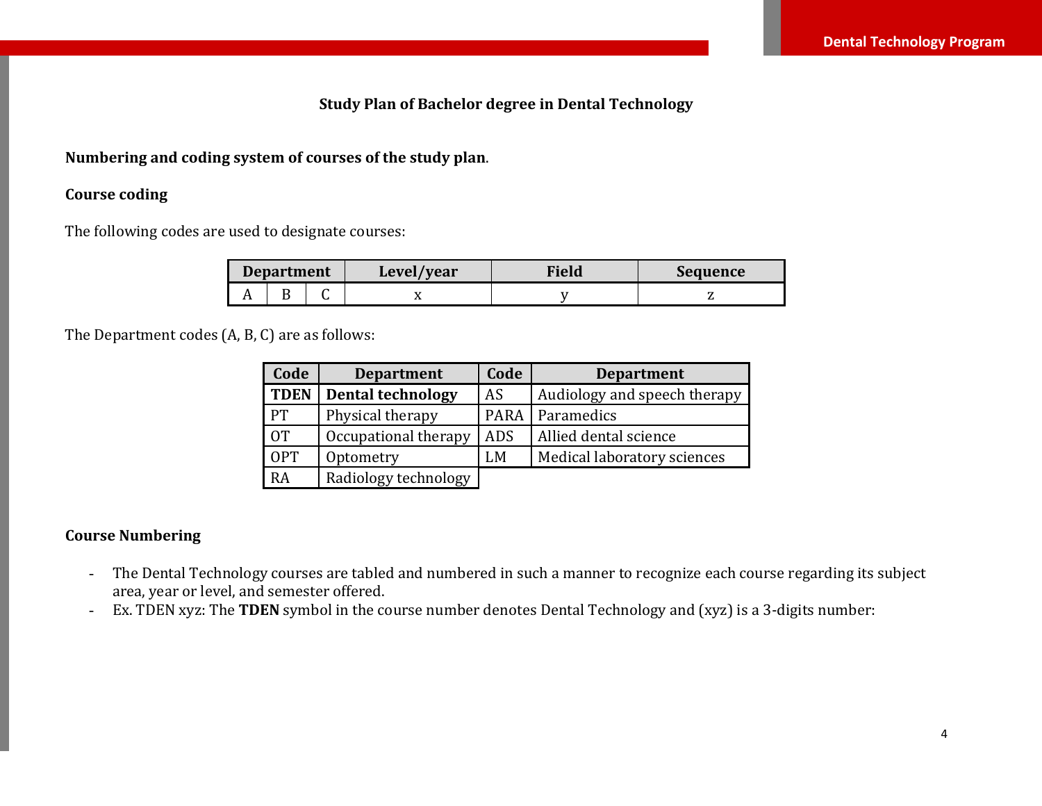### Study Plan of Bachelor degree in Dental Technology

**Numbering and coding system of courses of the study plan**.

**Course coding**

The following codes are used to designate courses:

| Department | | | Level/year | Field | Sequence |
|---|---|---|---|---|---|
| A | B | C | x | y | z |

The Department codes (A, B, C) are as follows:

| Code | Department | Code | Department |
|---|---|---|---|
| **TDEN** | **Dental technology** | AS | Audiology and speech therapy |
| PT | Physical therapy | PARA | Paramedics |
| OT | Occupational therapy | ADS | Allied dental science |
| OPT | Optometry | LM | Medical laboratory sciences |
| RA | Radiology technology | | |

**Course Numbering**

- The Dental Technology courses are tabled and numbered in such a manner to recognize each course regarding its subject area, year or level, and semester offered.
- Ex. TDEN xyz: The **TDEN** symbol in the course number denotes Dental Technology and (xyz) is a 3-digits number: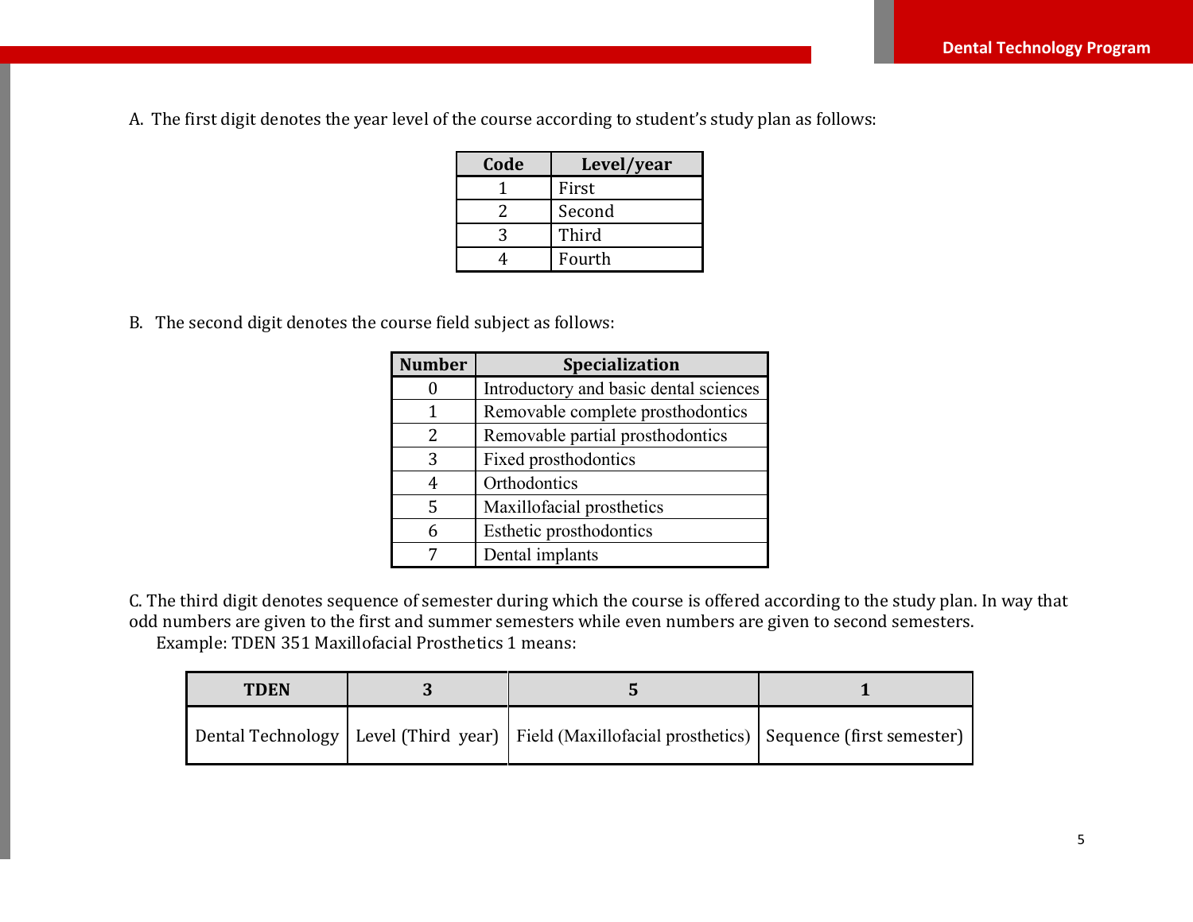A. The first digit denotes the year level of the course according to student's study plan as follows:

| Code | Level/year |
|---|---|
| 1 | First |
| 2 | Second |
| 3 | Third |
| 4 | Fourth |

B. The second digit denotes the course field subject as follows:

| Number | Specialization |
|---|---|
| 0 | Introductory and basic dental sciences |
| 1 | Removable complete prosthodontics |
| 2 | Removable partial prosthodontics |
| 3 | Fixed prosthodontics |
| 4 | Orthodontics |
| 5 | Maxillofacial prosthetics |
| 6 | Esthetic prosthodontics |
| 7 | Dental implants |

C. The third digit denotes sequence of semester during which the course is offered according to the study plan. In way that odd numbers are given to the first and summer semesters while even numbers are given to second semesters.

Example: TDEN 351 Maxillofacial Prosthetics 1 means:

| TDEN | 3 | 5 | 1 |
|---|---|---|---|
| Dental Technology | Level (Third year) | Field (Maxillofacial prosthetics) | Sequence (first semester) |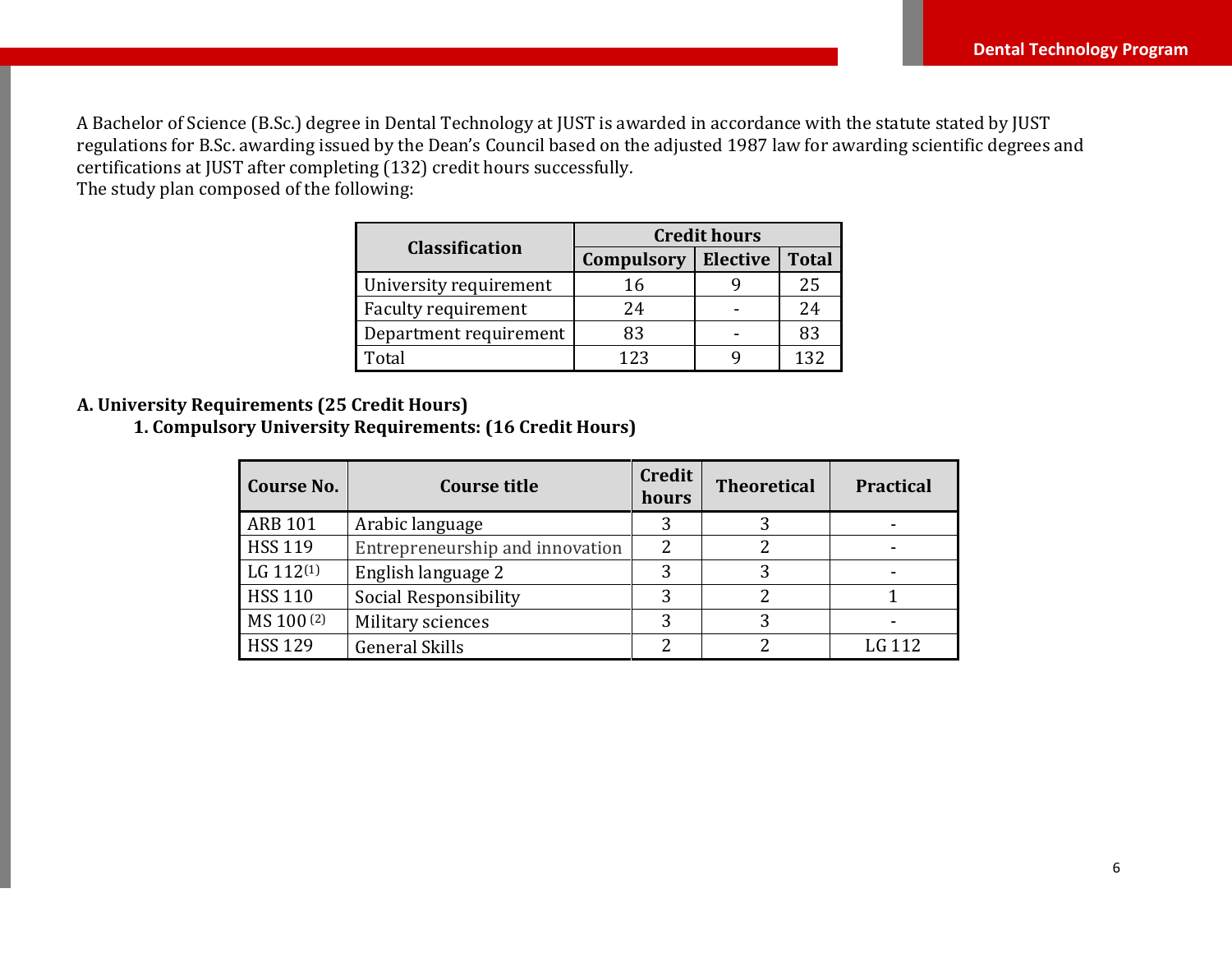A Bachelor of Science (B.Sc.) degree in Dental Technology at JUST is awarded in accordance with the statute stated by JUST regulations for B.Sc. awarding issued by the Dean's Council based on the adjusted 1987 law for awarding scientific degrees and certifications at JUST after completing (132) credit hours successfully.
The study plan composed of the following:

| Classification | Credit hours | | |
|---|---|---|---|
| | Compulsory | Elective | Total |
| University requirement | 16 | 9 | 25 |
| Faculty requirement | 24 | - | 24 |
| Department requirement | 83 | - | 83 |
| Total | 123 | 9 | 132 |

**A. University Requirements (25 Credit Hours)**

**1. Compulsory University Requirements: (16 Credit Hours)**

| Course No. | Course title | Credit hours | Theoretical | Practical |
|---|---|---|---|---|
| ARB 101 | Arabic language | 3 | 3 | - |
| HSS 119 | Entrepreneurship and innovation | 2 | 2 | - |
| LG 112 (1) | English language 2 | 3 | 3 | - |
| HSS 110 | Social Responsibility | 3 | 2 | 1 |
| MS 100 (2) | Military sciences | 3 | 3 | - |
| HSS 129 | General Skills | 2 | 2 | LG 112 |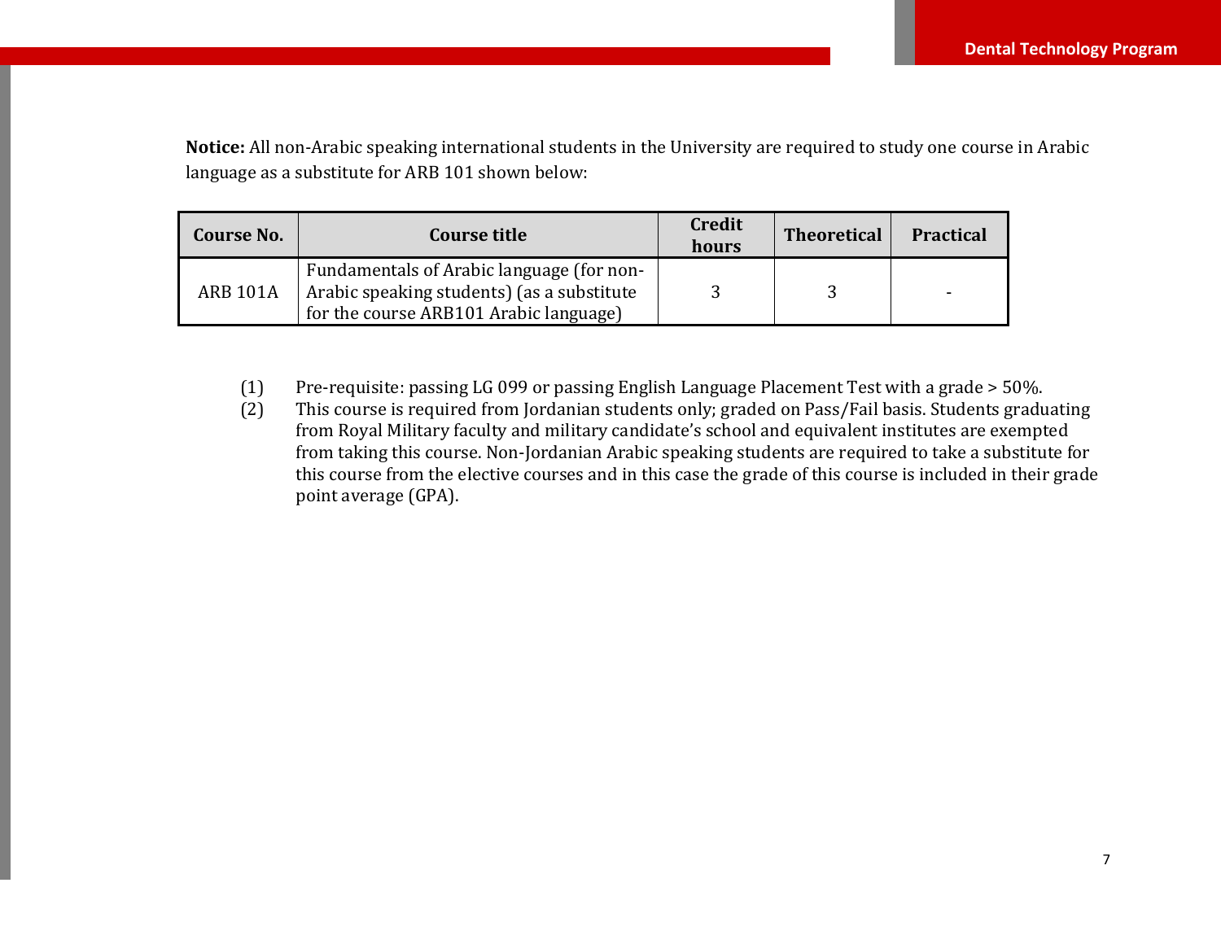**Notice:** All non-Arabic speaking international students in the University are required to study one course in Arabic language as a substitute for ARB 101 shown below:

| Course No. | Course title | Credit hours | Theoretical | Practical |
|---|---|---|---|---|
| ARB 101A | Fundamentals of Arabic language (for non-Arabic speaking students) (as a substitute for the course ARB101 Arabic language) | 3 | 3 | - |

(1) Pre-requisite: passing LG 099 or passing English Language Placement Test with a grade > 50%.

(2) This course is required from Jordanian students only; graded on Pass/Fail basis. Students graduating from Royal Military faculty and military candidate's school and equivalent institutes are exempted from taking this course. Non-Jordanian Arabic speaking students are required to take a substitute for this course from the elective courses and in this case the grade of this course is included in their grade point average (GPA).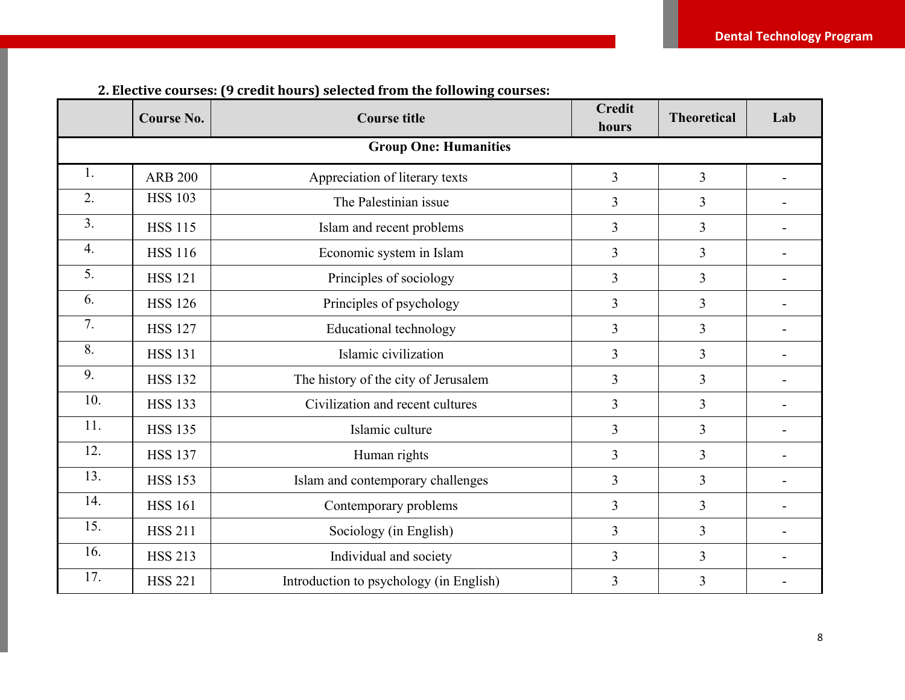## 2. Elective courses: (9 credit hours) selected from the following courses:

| | Course No. | Course title | Credit hours | Theoretical | Lab |
|---|---|---|---|---|---|
| **Group One: Humanities** | | | | | |
| 1. | ARB 200 | Appreciation of literary texts | 3 | 3 | - |
| 2. | HSS 103 | The Palestinian issue | 3 | 3 | - |
| 3. | HSS 115 | Islam and recent problems | 3 | 3 | - |
| 4. | HSS 116 | Economic system in Islam | 3 | 3 | - |
| 5. | HSS 121 | Principles of sociology | 3 | 3 | - |
| 6. | HSS 126 | Principles of psychology | 3 | 3 | - |
| 7. | HSS 127 | Educational technology | 3 | 3 | - |
| 8. | HSS 131 | Islamic civilization | 3 | 3 | - |
| 9. | HSS 132 | The history of the city of Jerusalem | 3 | 3 | - |
| 10. | HSS 133 | Civilization and recent cultures | 3 | 3 | - |
| 11. | HSS 135 | Islamic culture | 3 | 3 | - |
| 12. | HSS 137 | Human rights | 3 | 3 | - |
| 13. | HSS 153 | Islam and contemporary challenges | 3 | 3 | - |
| 14. | HSS 161 | Contemporary problems | 3 | 3 | - |
| 15. | HSS 211 | Sociology (in English) | 3 | 3 | - |
| 16. | HSS 213 | Individual and society | 3 | 3 | - |
| 17. | HSS 221 | Introduction to psychology (in English) | 3 | 3 | - |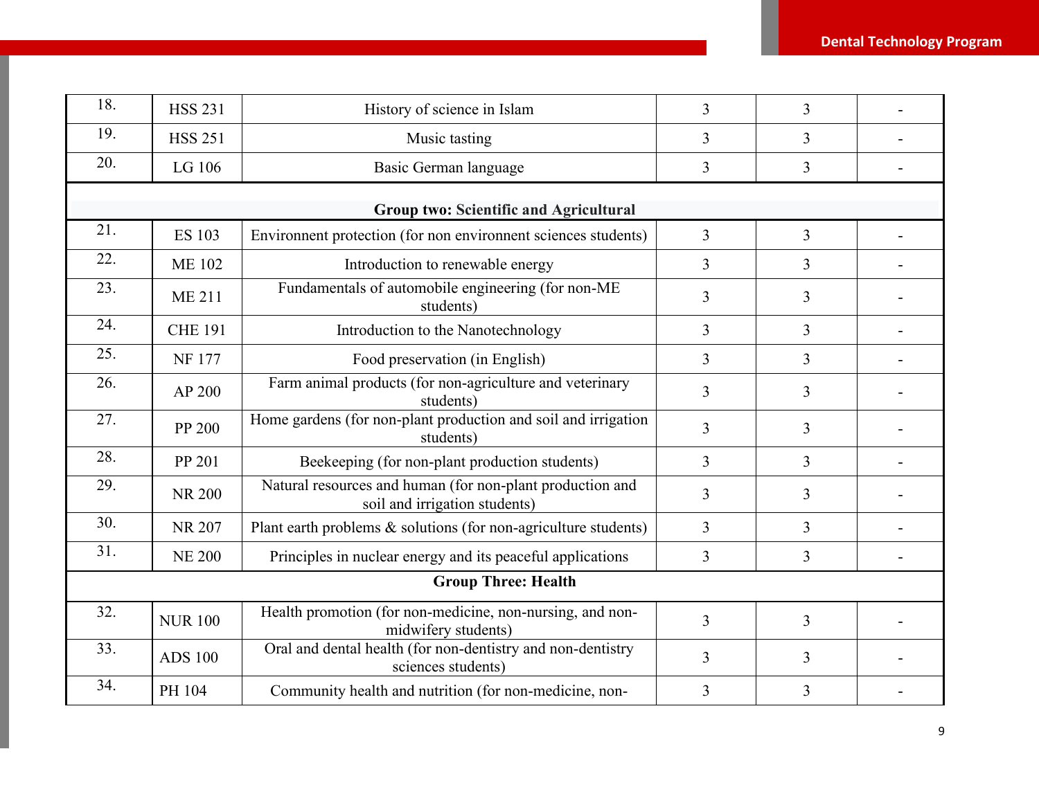| 18. | HSS 231 | History of science in Islam | 3 | 3 | - |
|---|---|---|---|---|---|
| 19. | HSS 251 | Music tasting | 3 | 3 | - |
| 20. | LG 106 | Basic German language | 3 | 3 | - |
| **Group two: Scientific and Agricultural** | | | | | |
| 21. | ES 103 | Environnent protection (for non environnent sciences students) | 3 | 3 | - |
| 22. | ME 102 | Introduction to renewable energy | 3 | 3 | - |
| 23. | ME 211 | Fundamentals of automobile engineering (for non-ME students) | 3 | 3 | - |
| 24. | CHE 191 | Introduction to the Nanotechnology | 3 | 3 | - |
| 25. | NF 177 | Food preservation (in English) | 3 | 3 | - |
| 26. | AP 200 | Farm animal products (for non-agriculture and veterinary students) | 3 | 3 | - |
| 27. | PP 200 | Home gardens (for non-plant production and soil and irrigation students) | 3 | 3 | - |
| 28. | PP 201 | Beekeeping (for non-plant production students) | 3 | 3 | - |
| 29. | NR 200 | Natural resources and human (for non-plant production and soil and irrigation students) | 3 | 3 | - |
| 30. | NR 207 | Plant earth problems & solutions (for non-agriculture students) | 3 | 3 | - |
| 31. | NE 200 | Principles in nuclear energy and its peaceful applications | 3 | 3 | - |
| **Group Three: Health** | | | | | |
| 32. | NUR 100 | Health promotion (for non-medicine, non-nursing, and non-midwifery students) | 3 | 3 | - |
| 33. | ADS 100 | Oral and dental health (for non-dentistry and non-dentistry sciences students) | 3 | 3 | - |
| 34. | PH 104 | Community health and nutrition (for non-medicine, non- | 3 | 3 | - |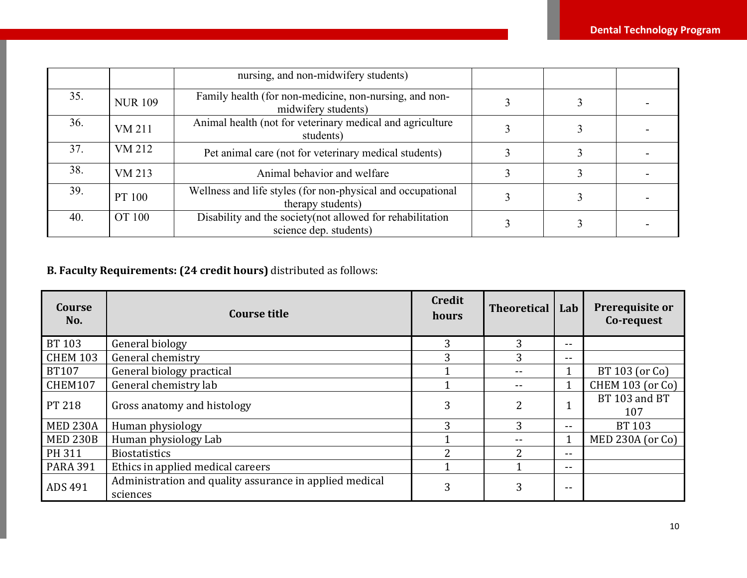|  |  | nursing, and non-midwifery students) |  |  |  |
|---|---|---|---|---|---|
| 35. | NUR 109 | Family health (for non-medicine, non-nursing, and non-midwifery students) | 3 | 3 | - |
| 36. | VM 211 | Animal health (not for veterinary medical and agriculture students) | 3 | 3 | - |
| 37. | VM 212 | Pet animal care (not for veterinary medical students) | 3 | 3 | - |
| 38. | VM 213 | Animal behavior and welfare | 3 | 3 | - |
| 39. | PT 100 | Wellness and life styles (for non-physical and occupational therapy students) | 3 | 3 | - |
| 40. | OT 100 | Disability and the society(not allowed for rehabilitation science dep. students) | 3 | 3 | - |

**B. Faculty Requirements: (24 credit hours)** distributed as follows:

| Course No. | Course title | Credit hours | Theoretical | Lab | Prerequisite or Co-request |
|---|---|---|---|---|---|
| BT 103 | General biology | 3 | 3 | -- | |
| CHEM 103 | General chemistry | 3 | 3 | -- | |
| BT107 | General biology practical | 1 | -- | 1 | BT 103 (or Co) |
| CHEM107 | General chemistry lab | 1 | -- | 1 | CHEM 103 (or Co) |
| PT 218 | Gross anatomy and histology | 3 | 2 | 1 | BT 103 and BT 107 |
| MED 230A | Human physiology | 3 | 3 | -- | BT 103 |
| MED 230B | Human physiology Lab | 1 | -- | 1 | MED 230A (or Co) |
| PH 311 | Biostatistics | 2 | 2 | -- | |
| PARA 391 | Ethics in applied medical careers | 1 | 1 | -- | |
| ADS 491 | Administration and quality assurance in applied medical sciences | 3 | 3 | -- | |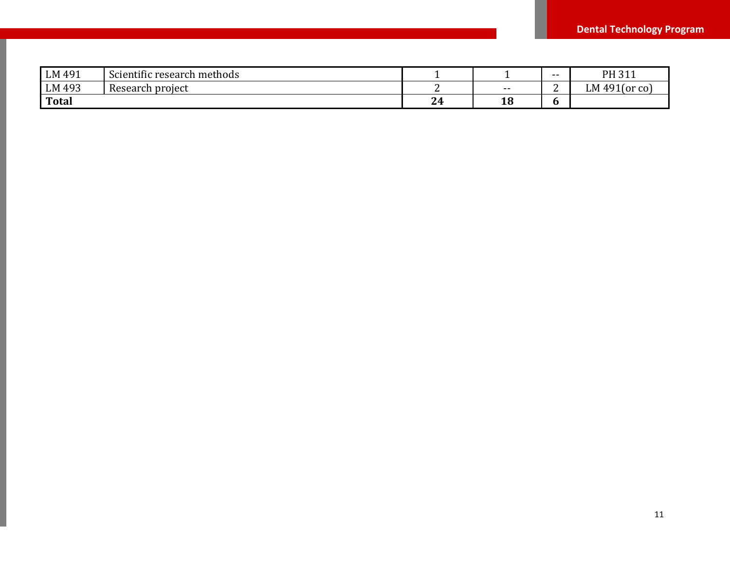| | | | | | |
|---|---|---|---|---|---|
| LM 491 | Scientific research methods | 1 | 1 | -- | PH 311 |
| LM 493 | Research project | 2 | -- | 2 | LM 491(or co) |
| **Total** | | **24** | **18** | **6** | |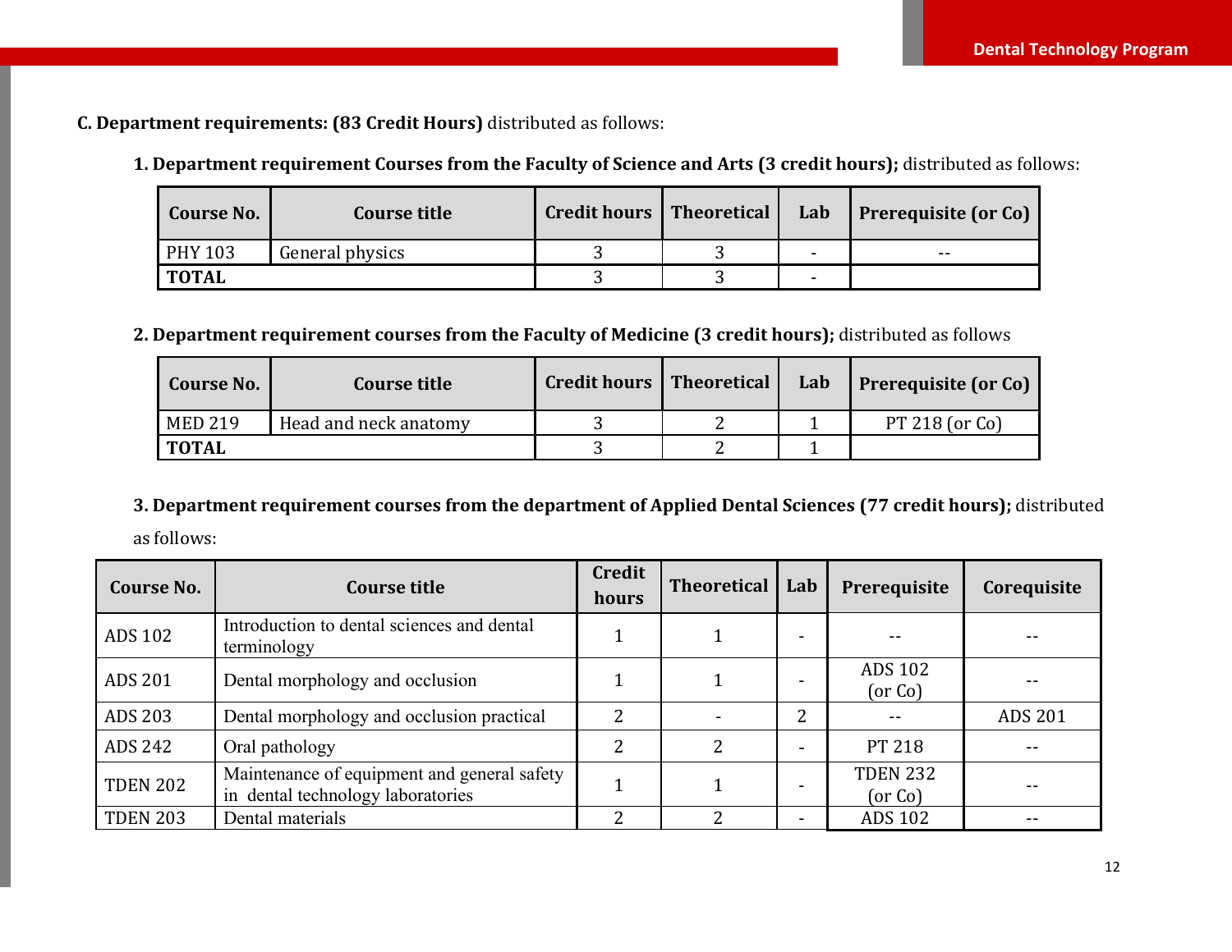**C. Department requirements: (83 Credit Hours)** distributed as follows:

**1. Department requirement Courses from the Faculty of Science and Arts (3 credit hours);** distributed as follows:

| Course No. | Course title | Credit hours | Theoretical | Lab | Prerequisite (or Co) |
|---|---|---|---|---|---|
| PHY 103 | General physics | 3 | 3 | - | -- |
| **TOTAL** | | 3 | 3 | - | |

**2. Department requirement courses from the Faculty of Medicine (3 credit hours);** distributed as follows

| Course No. | Course title | Credit hours | Theoretical | Lab | Prerequisite (or Co) |
|---|---|---|---|---|---|
| MED 219 | Head and neck anatomy | 3 | 2 | 1 | PT 218 (or Co) |
| **TOTAL** | | 3 | 2 | 1 | |

**3. Department requirement courses from the department of Applied Dental Sciences (77 credit hours);** distributed as follows:

| Course No. | Course title | Credit hours | Theoretical | Lab | Prerequisite | Corequisite |
|---|---|---|---|---|---|---|
| ADS 102 | Introduction to dental sciences and dental terminology | 1 | 1 | - | -- | -- |
| ADS 201 | Dental morphology and occlusion | 1 | 1 | - | ADS 102 (or Co) | -- |
| ADS 203 | Dental morphology and occlusion practical | 2 | - | 2 | -- | ADS 201 |
| ADS 242 | Oral pathology | 2 | 2 | - | PT 218 | -- |
| TDEN 202 | Maintenance of equipment and general safety in dental technology laboratories | 1 | 1 | - | TDEN 232 (or Co) | -- |
| TDEN 203 | Dental materials | 2 | 2 | - | ADS 102 | -- |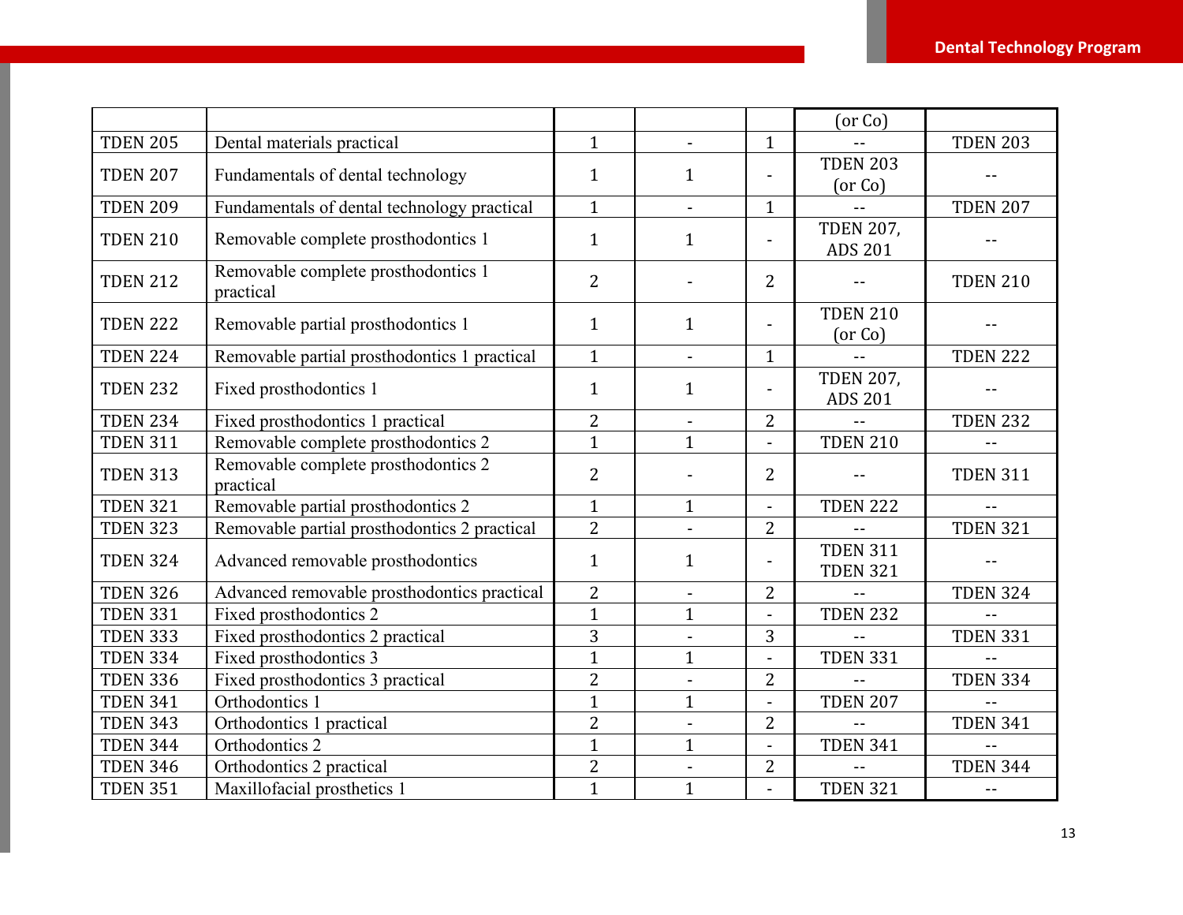| | | | | | | |
|---|---|---|---|---|---|---|
| | | | | | (or Co) | |
| TDEN 205 | Dental materials practical | 1 | - | 1 | -- | TDEN 203 |
| TDEN 207 | Fundamentals of dental technology | 1 | 1 | - | TDEN 203 (or Co) | -- |
| TDEN 209 | Fundamentals of dental technology practical | 1 | - | 1 | -- | TDEN 207 |
| TDEN 210 | Removable complete prosthodontics 1 | 1 | 1 | - | TDEN 207, ADS 201 | -- |
| TDEN 212 | Removable complete prosthodontics 1 practical | 2 | - | 2 | -- | TDEN 210 |
| TDEN 222 | Removable partial prosthodontics 1 | 1 | 1 | - | TDEN 210 (or Co) | -- |
| TDEN 224 | Removable partial prosthodontics 1 practical | 1 | - | 1 | -- | TDEN 222 |
| TDEN 232 | Fixed prosthodontics 1 | 1 | 1 | - | TDEN 207, ADS 201 | -- |
| TDEN 234 | Fixed prosthodontics 1 practical | 2 | - | 2 | -- | TDEN 232 |
| TDEN 311 | Removable complete prosthodontics 2 | 1 | 1 | - | TDEN 210 | -- |
| TDEN 313 | Removable complete prosthodontics 2 practical | 2 | - | 2 | -- | TDEN 311 |
| TDEN 321 | Removable partial prosthodontics 2 | 1 | 1 | - | TDEN 222 | -- |
| TDEN 323 | Removable partial prosthodontics 2 practical | 2 | - | 2 | -- | TDEN 321 |
| TDEN 324 | Advanced removable prosthodontics | 1 | 1 | - | TDEN 311 TDEN 321 | -- |
| TDEN 326 | Advanced removable prosthodontics practical | 2 | - | 2 | -- | TDEN 324 |
| TDEN 331 | Fixed prosthodontics 2 | 1 | 1 | - | TDEN 232 | -- |
| TDEN 333 | Fixed prosthodontics 2 practical | 3 | - | 3 | -- | TDEN 331 |
| TDEN 334 | Fixed prosthodontics 3 | 1 | 1 | - | TDEN 331 | -- |
| TDEN 336 | Fixed prosthodontics 3 practical | 2 | - | 2 | -- | TDEN 334 |
| TDEN 341 | Orthodontics 1 | 1 | 1 | - | TDEN 207 | -- |
| TDEN 343 | Orthodontics 1 practical | 2 | - | 2 | -- | TDEN 341 |
| TDEN 344 | Orthodontics 2 | 1 | 1 | - | TDEN 341 | -- |
| TDEN 346 | Orthodontics 2 practical | 2 | - | 2 | -- | TDEN 344 |
| TDEN 351 | Maxillofacial prosthetics 1 | 1 | 1 | - | TDEN 321 | -- |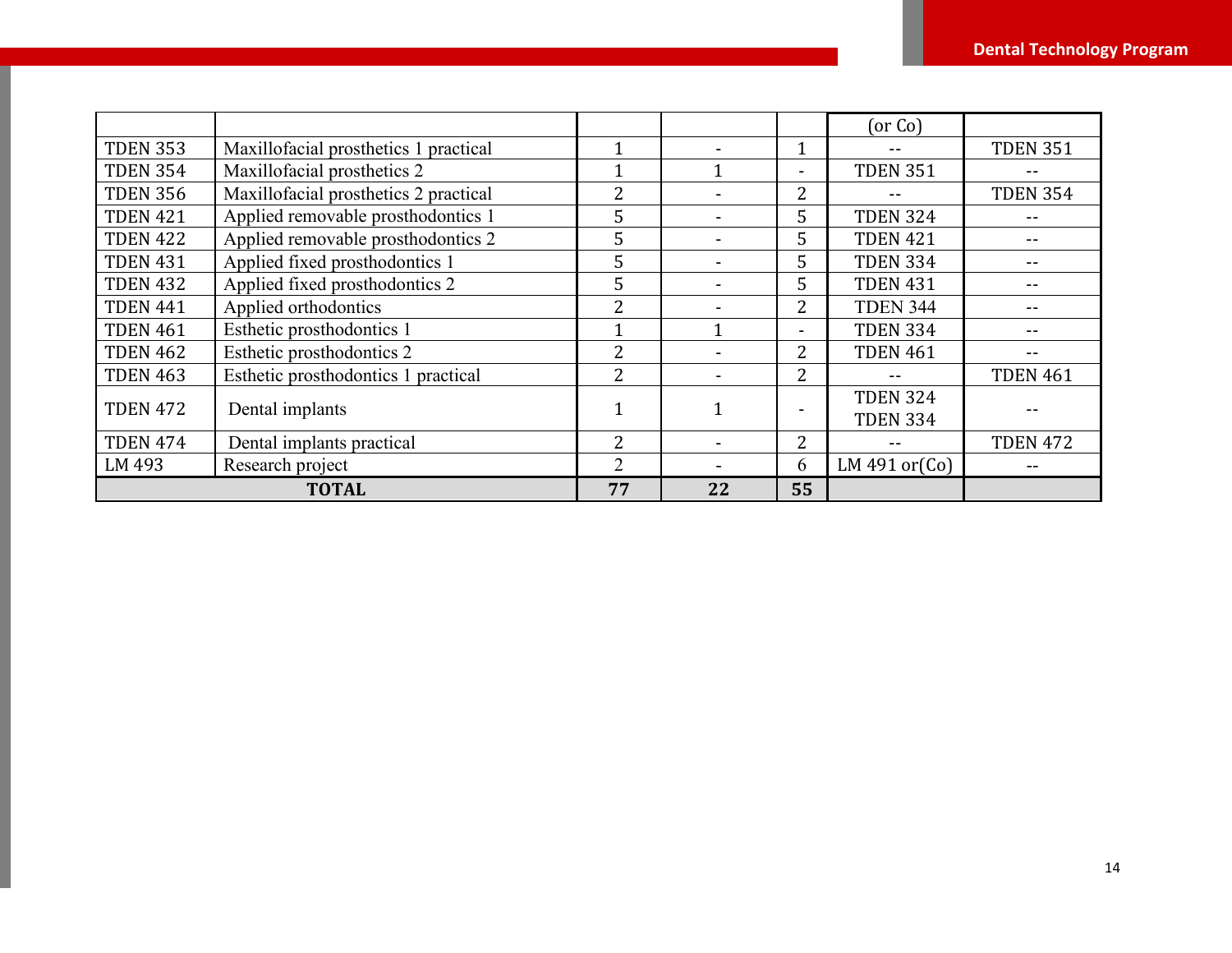|  |  |  |  |  | (or Co) |  |
|---|---|---|---|---|---|---|
| TDEN 353 | Maxillofacial prosthetics 1 practical | 1 | - | 1 | -- | TDEN 351 |
| TDEN 354 | Maxillofacial prosthetics 2 | 1 | 1 | - | TDEN 351 | -- |
| TDEN 356 | Maxillofacial prosthetics 2 practical | 2 | - | 2 | -- | TDEN 354 |
| TDEN 421 | Applied removable prosthodontics 1 | 5 | - | 5 | TDEN 324 | -- |
| TDEN 422 | Applied removable prosthodontics 2 | 5 | - | 5 | TDEN 421 | -- |
| TDEN 431 | Applied fixed prosthodontics 1 | 5 | - | 5 | TDEN 334 | -- |
| TDEN 432 | Applied fixed prosthodontics 2 | 5 | - | 5 | TDEN 431 | -- |
| TDEN 441 | Applied orthodontics | 2 | - | 2 | TDEN 344 | -- |
| TDEN 461 | Esthetic prosthodontics 1 | 1 | 1 | - | TDEN 334 | -- |
| TDEN 462 | Esthetic prosthodontics 2 | 2 | - | 2 | TDEN 461 | -- |
| TDEN 463 | Esthetic prosthodontics 1 practical | 2 | - | 2 | -- | TDEN 461 |
| TDEN 472 | Dental implants | 1 | 1 | - | TDEN 324<br>TDEN 334 | -- |
| TDEN 474 | Dental implants practical | 2 | - | 2 | -- | TDEN 472 |
| LM 493 | Research project | 2 | - | 6 | LM 491 or(Co) | -- |
| **TOTAL** |  | **77** | **22** | **55** |  |  |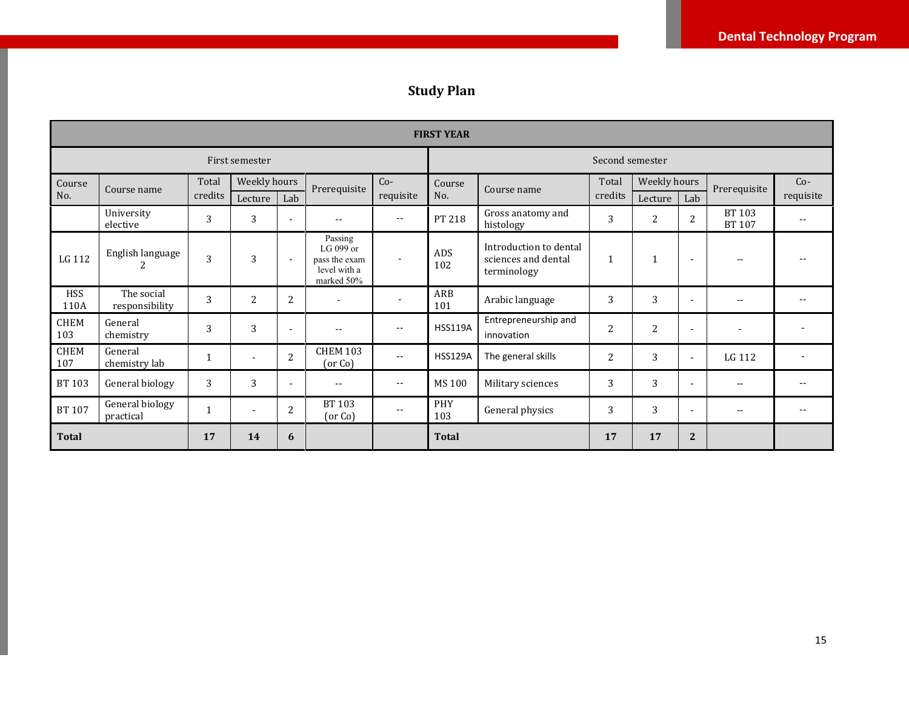## Study Plan

| FIRST YEAR | | | | | | | | | | | | | | |
|---|---|---|---|---|---|---|---|---|---|---|---|---|---|---|
| First semester | | | | | | | Second semester | | | | | | | |
| Course No. | Course name | Total credits | Weekly hours | | Prerequisite | Co-requisite | Course No. | Course name | Total credits | Weekly hours | | Prerequisite | Co-requisite |
| | | | Lecture | Lab | | | | | | Lecture | Lab | | |
| | University elective | 3 | 3 | - | -- | -- | PT 218 | Gross anatomy and histology | 3 | 2 | 2 | BT 103 BT 107 | -- |
| LG 112 | English language 2 | 3 | 3 | - | Passing LG 099 or pass the exam level with a marked 50% | - | ADS 102 | Introduction to dental sciences and dental terminology | 1 | 1 | - | -- | -- |
| HSS 110A | The social responsibility | 3 | 2 | 2 | - | - | ARB 101 | Arabic language | 3 | 3 | - | -- | -- |
| CHEM 103 | General chemistry | 3 | 3 | - | -- | -- | HSS119A | Entrepreneurship and innovation | 2 | 2 | - | - | - |
| CHEM 107 | General chemistry lab | 1 | - | 2 | CHEM 103 (or Co) | -- | HSS129A | The general skills | 2 | 3 | - | LG 112 | - |
| BT 103 | General biology | 3 | 3 | - | -- | -- | MS 100 | Military sciences | 3 | 3 | - | -- | -- |
| BT 107 | General biology practical | 1 | - | 2 | BT 103 (or Co) | -- | PHY 103 | General physics | 3 | 3 | - | -- | -- |
| **Total** | | **17** | **14** | **6** | | | **Total** | | **17** | **17** | **2** | | |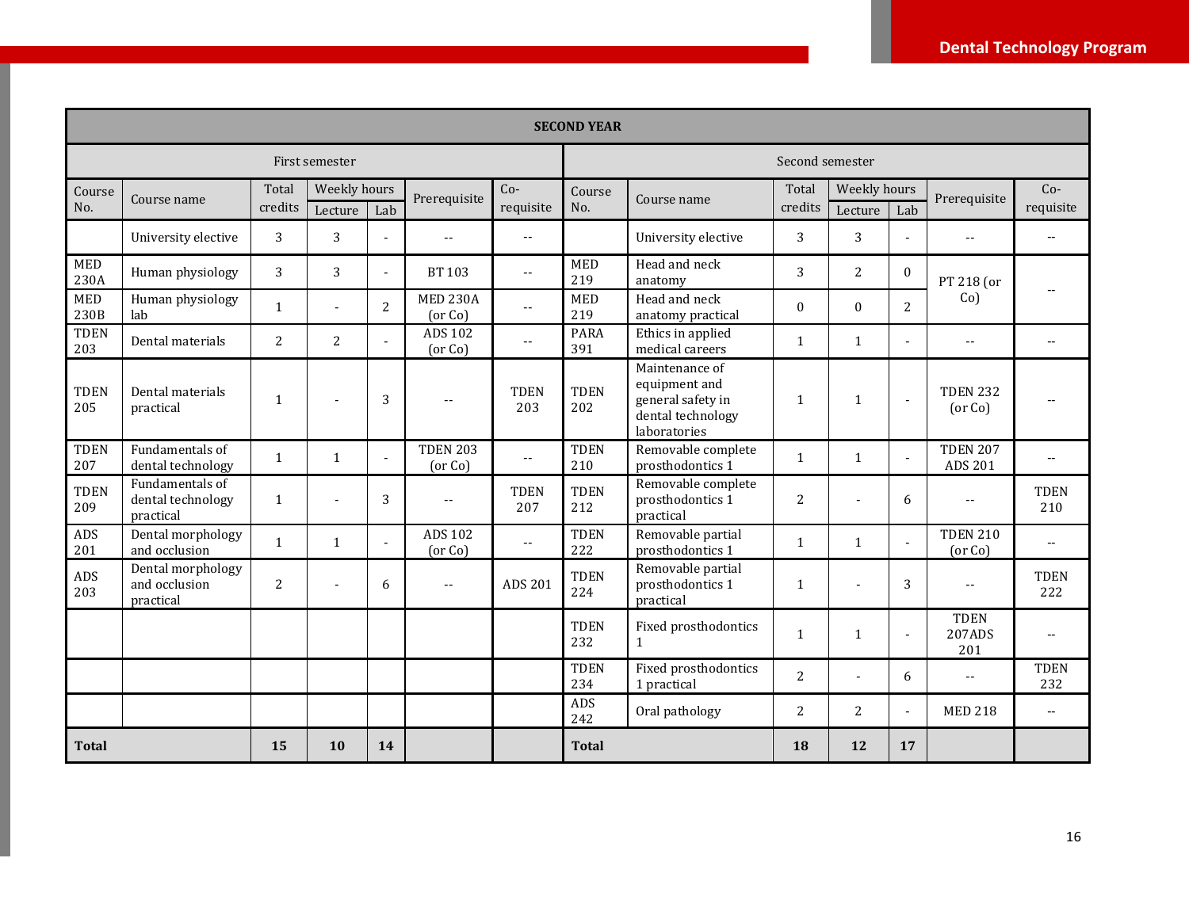| SECOND YEAR | | | | | | | | | | | | | | |
|---|---|---|---|---|---|---|---|---|---|---|---|---|---|---|
| First semester | | | | | | | Second semester | | | | | | | |
| Course No. | Course name | Total credits | Weekly hours | | Prerequisite | Co-requisite | Course No. | Course name | Total credits | Weekly hours | | Prerequisite | Co-requisite |
| | | | Lecture | Lab | | | | | | Lecture | Lab | | |
| | University elective | 3 | 3 | - | -- | -- | | University elective | 3 | 3 | - | -- | -- |
| MED 230A | Human physiology | 3 | 3 | - | BT 103 | -- | MED 219 | Head and neck anatomy | 3 | 2 | 0 | PT 218 (or Co) | -- |
| MED 230B | Human physiology lab | 1 | - | 2 | MED 230A (or Co) | -- | MED 219 | Head and neck anatomy practical | 0 | 0 | 2 | | |
| TDEN 203 | Dental materials | 2 | 2 | - | ADS 102 (or Co) | -- | PARA 391 | Ethics in applied medical careers | 1 | 1 | - | -- | -- |
| TDEN 205 | Dental materials practical | 1 | - | 3 | -- | TDEN 203 | TDEN 202 | Maintenance of equipment and general safety in dental technology laboratories | 1 | 1 | - | TDEN 232 (or Co) | -- |
| TDEN 207 | Fundamentals of dental technology | 1 | 1 | - | TDEN 203 (or Co) | -- | TDEN 210 | Removable complete prosthodontics 1 | 1 | 1 | - | TDEN 207 ADS 201 | -- |
| TDEN 209 | Fundamentals of dental technology practical | 1 | - | 3 | -- | TDEN 207 | TDEN 212 | Removable complete prosthodontics 1 practical | 2 | - | 6 | -- | TDEN 210 |
| ADS 201 | Dental morphology and occlusion | 1 | 1 | - | ADS 102 (or Co) | -- | TDEN 222 | Removable partial prosthodontics 1 | 1 | 1 | - | TDEN 210 (or Co) | -- |
| ADS 203 | Dental morphology and occlusion practical | 2 | - | 6 | -- | ADS 201 | TDEN 224 | Removable partial prosthodontics 1 practical | 1 | - | 3 | -- | TDEN 222 |
| | | | | | | | TDEN 232 | Fixed prosthodontics 1 | 1 | 1 | - | TDEN 207ADS 201 | -- |
| | | | | | | | TDEN 234 | Fixed prosthodontics 1 practical | 2 | - | 6 | -- | TDEN 232 |
| | | | | | | | ADS 242 | Oral pathology | 2 | 2 | - | MED 218 | -- |
| **Total** | | **15** | **10** | **14** | | | **Total** | | **18** | **12** | **17** | | |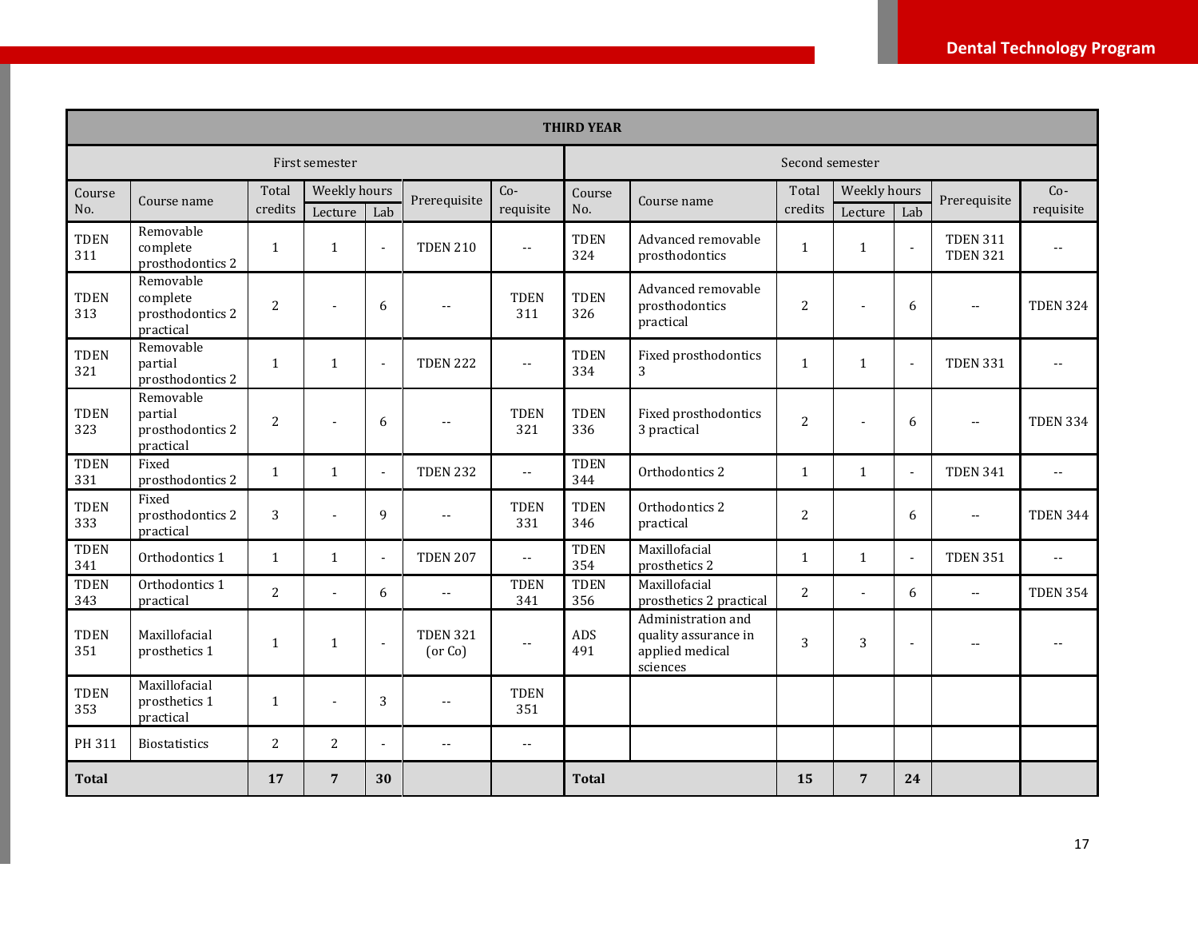| THIRD YEAR | | | | | | | | | | | | | | |
|---|---|---|---|---|---|---|---|---|---|---|---|---|---|---|
| First semester | | | | | | | Second semester | | | | | | | |
| Course No. | Course name | Total credits | Weekly hours | | Prerequisite | Co-requisite | Course No. | Course name | Total credits | Weekly hours | | Prerequisite | Co-requisite |
| | | | Lecture | Lab | | | | | | Lecture | Lab | | |
| TDEN 311 | Removable complete prosthodontics 2 | 1 | 1 | - | TDEN 210 | -- | TDEN 324 | Advanced removable prosthodontics | 1 | 1 | - | TDEN 311 TDEN 321 | -- |
| TDEN 313 | Removable complete prosthodontics 2 practical | 2 | - | 6 | -- | TDEN 311 | TDEN 326 | Advanced removable prosthodontics practical | 2 | - | 6 | -- | TDEN 324 |
| TDEN 321 | Removable partial prosthodontics 2 | 1 | 1 | - | TDEN 222 | -- | TDEN 334 | Fixed prosthodontics 3 | 1 | 1 | - | TDEN 331 | -- |
| TDEN 323 | Removable partial prosthodontics 2 practical | 2 | - | 6 | -- | TDEN 321 | TDEN 336 | Fixed prosthodontics 3 practical | 2 | - | 6 | -- | TDEN 334 |
| TDEN 331 | Fixed prosthodontics 2 | 1 | 1 | - | TDEN 232 | -- | TDEN 344 | Orthodontics 2 | 1 | 1 | - | TDEN 341 | -- |
| TDEN 333 | Fixed prosthodontics 2 practical | 3 | - | 9 | -- | TDEN 331 | TDEN 346 | Orthodontics 2 practical | 2 | | 6 | -- | TDEN 344 |
| TDEN 341 | Orthodontics 1 | 1 | 1 | - | TDEN 207 | -- | TDEN 354 | Maxillofacial prosthetics 2 | 1 | 1 | - | TDEN 351 | -- |
| TDEN 343 | Orthodontics 1 practical | 2 | - | 6 | -- | TDEN 341 | TDEN 356 | Maxillofacial prosthetics 2 practical | 2 | - | 6 | -- | TDEN 354 |
| TDEN 351 | Maxillofacial prosthetics 1 | 1 | 1 | - | TDEN 321 (or Co) | -- | ADS 491 | Administration and quality assurance in applied medical sciences | 3 | 3 | - | -- | -- |
| TDEN 353 | Maxillofacial prosthetics 1 practical | 1 | - | 3 | -- | TDEN 351 | | | | | | | |
| PH 311 | Biostatistics | 2 | 2 | - | -- | -- | | | | | | | |
| **Total** | | **17** | **7** | **30** | | | **Total** | | **15** | **7** | **24** | | |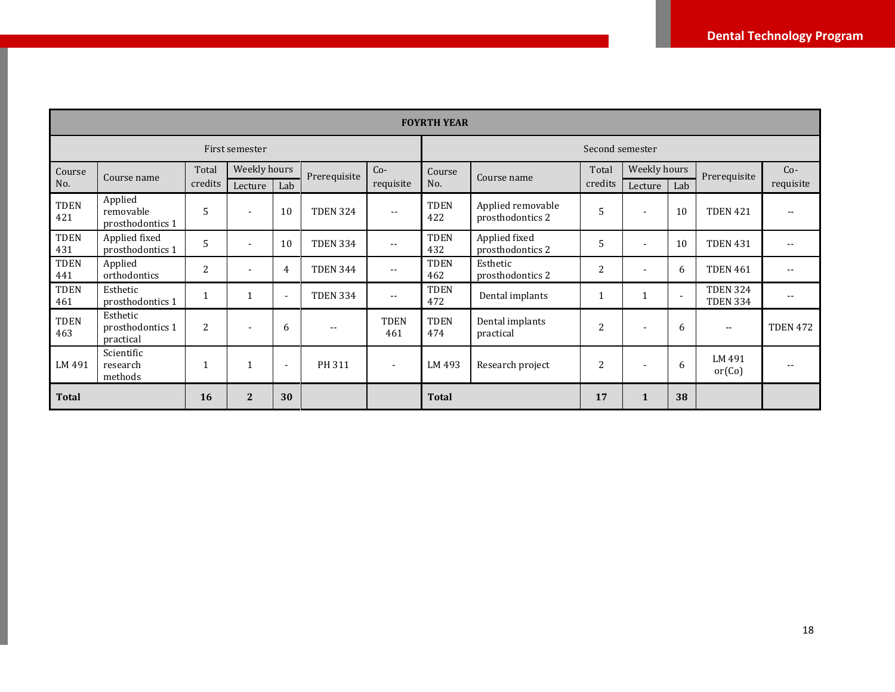| FOYRTH YEAR | | | | | | | | | | | | | | |
|---|---|---|---|---|---|---|---|---|---|---|---|---|---|---|
| First semester | | | | | | | Second semester | | | | | | | |
| Course No. | Course name | Total credits | Weekly hours | | Prerequisite | Co-requisite | Course No. | Course name | Total credits | Weekly hours | | Prerequisite | Co-requisite |
| | | | Lecture | Lab | | | | | | Lecture | Lab | | |
| TDEN 421 | Applied removable prosthodontics 1 | 5 | - | 10 | TDEN 324 | -- | TDEN 422 | Applied removable prosthodontics 2 | 5 | - | 10 | TDEN 421 | -- |
| TDEN 431 | Applied fixed prosthodontics 1 | 5 | - | 10 | TDEN 334 | -- | TDEN 432 | Applied fixed prosthodontics 2 | 5 | - | 10 | TDEN 431 | -- |
| TDEN 441 | Applied orthodontics | 2 | - | 4 | TDEN 344 | -- | TDEN 462 | Esthetic prosthodontics 2 | 2 | - | 6 | TDEN 461 | -- |
| TDEN 461 | Esthetic prosthodontics 1 | 1 | 1 | - | TDEN 334 | -- | TDEN 472 | Dental implants | 1 | 1 | - | TDEN 324 TDEN 334 | -- |
| TDEN 463 | Esthetic prosthodontics 1 practical | 2 | - | 6 | -- | TDEN 461 | TDEN 474 | Dental implants practical | 2 | - | 6 | -- | TDEN 472 |
| LM 491 | Scientific research methods | 1 | 1 | - | PH 311 | - | LM 493 | Research project | 2 | - | 6 | LM 491 or(Co) | -- |
| **Total** | | **16** | **2** | **30** | | | **Total** | | **17** | **1** | **38** | | |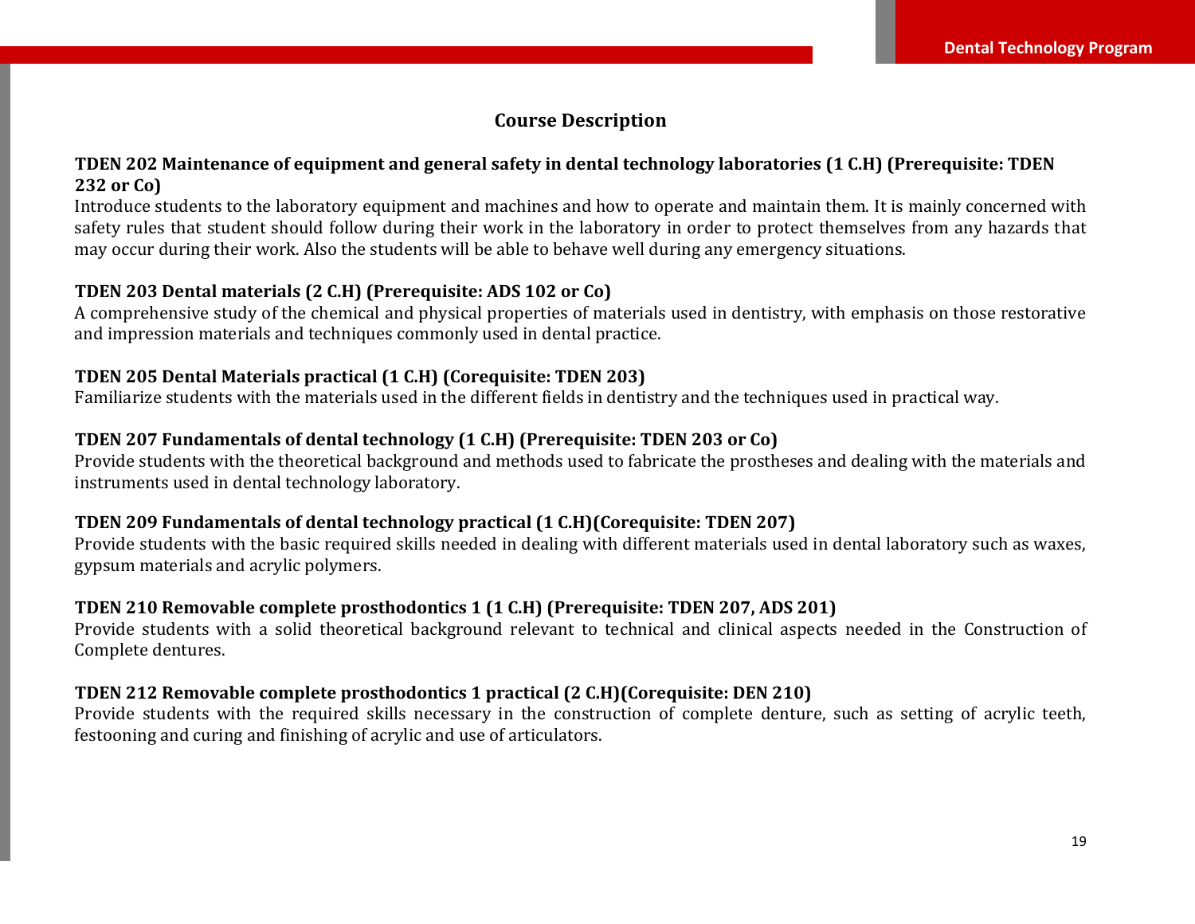## Course Description

**TDEN 202 Maintenance of equipment and general safety in dental technology laboratories (1 C.H) (Prerequisite: TDEN 232 or Co)**

Introduce students to the laboratory equipment and machines and how to operate and maintain them. It is mainly concerned with safety rules that student should follow during their work in the laboratory in order to protect themselves from any hazards that may occur during their work. Also the students will be able to behave well during any emergency situations.

**TDEN 203 Dental materials (2 C.H) (Prerequisite: ADS 102 or Co)**

A comprehensive study of the chemical and physical properties of materials used in dentistry, with emphasis on those restorative and impression materials and techniques commonly used in dental practice.

**TDEN 205 Dental Materials practical (1 C.H) (Corequisite: TDEN 203)**

Familiarize students with the materials used in the different fields in dentistry and the techniques used in practical way.

**TDEN 207 Fundamentals of dental technology (1 C.H) (Prerequisite: TDEN 203 or Co)**

Provide students with the theoretical background and methods used to fabricate the prostheses and dealing with the materials and instruments used in dental technology laboratory.

**TDEN 209 Fundamentals of dental technology practical (1 C.H)(Corequisite: TDEN 207)**

Provide students with the basic required skills needed in dealing with different materials used in dental laboratory such as waxes, gypsum materials and acrylic polymers.

**TDEN 210 Removable complete prosthodontics 1 (1 C.H) (Prerequisite: TDEN 207, ADS 201)**

Provide students with a solid theoretical background relevant to technical and clinical aspects needed in the Construction of Complete dentures.

**TDEN 212 Removable complete prosthodontics 1 practical (2 C.H)(Corequisite: DEN 210)**

Provide students with the required skills necessary in the construction of complete denture, such as setting of acrylic teeth, festooning and curing and finishing of acrylic and use of articulators.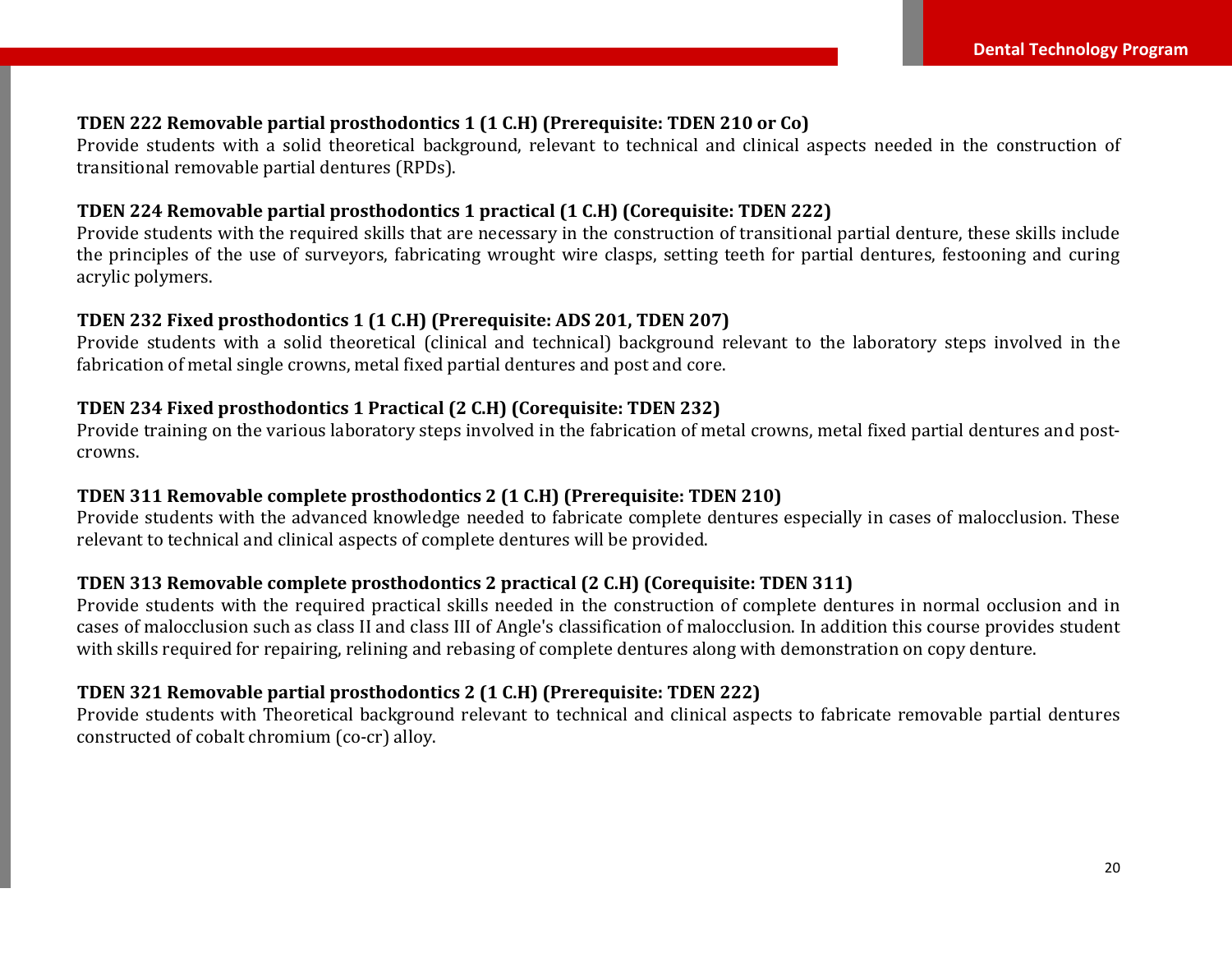**TDEN 222 Removable partial prosthodontics 1 (1 C.H) (Prerequisite: TDEN 210 or Co)**

Provide students with a solid theoretical background, relevant to technical and clinical aspects needed in the construction of transitional removable partial dentures (RPDs).

**TDEN 224 Removable partial prosthodontics 1 practical (1 C.H) (Corequisite: TDEN 222)**

Provide students with the required skills that are necessary in the construction of transitional partial denture, these skills include the principles of the use of surveyors, fabricating wrought wire clasps, setting teeth for partial dentures, festooning and curing acrylic polymers.

**TDEN 232 Fixed prosthodontics 1 (1 C.H) (Prerequisite: ADS 201, TDEN 207)**

Provide students with a solid theoretical (clinical and technical) background relevant to the laboratory steps involved in the fabrication of metal single crowns, metal fixed partial dentures and post and core.

**TDEN 234 Fixed prosthodontics 1 Practical (2 C.H) (Corequisite: TDEN 232)**

Provide training on the various laboratory steps involved in the fabrication of metal crowns, metal fixed partial dentures and post-crowns.

**TDEN 311 Removable complete prosthodontics 2 (1 C.H) (Prerequisite: TDEN 210)**

Provide students with the advanced knowledge needed to fabricate complete dentures especially in cases of malocclusion. These relevant to technical and clinical aspects of complete dentures will be provided.

**TDEN 313 Removable complete prosthodontics 2 practical (2 C.H) (Corequisite: TDEN 311)**

Provide students with the required practical skills needed in the construction of complete dentures in normal occlusion and in cases of malocclusion such as class II and class III of Angle's classification of malocclusion. In addition this course provides student with skills required for repairing, relining and rebasing of complete dentures along with demonstration on copy denture.

**TDEN 321 Removable partial prosthodontics 2 (1 C.H) (Prerequisite: TDEN 222)**

Provide students with Theoretical background relevant to technical and clinical aspects to fabricate removable partial dentures constructed of cobalt chromium (co-cr) alloy.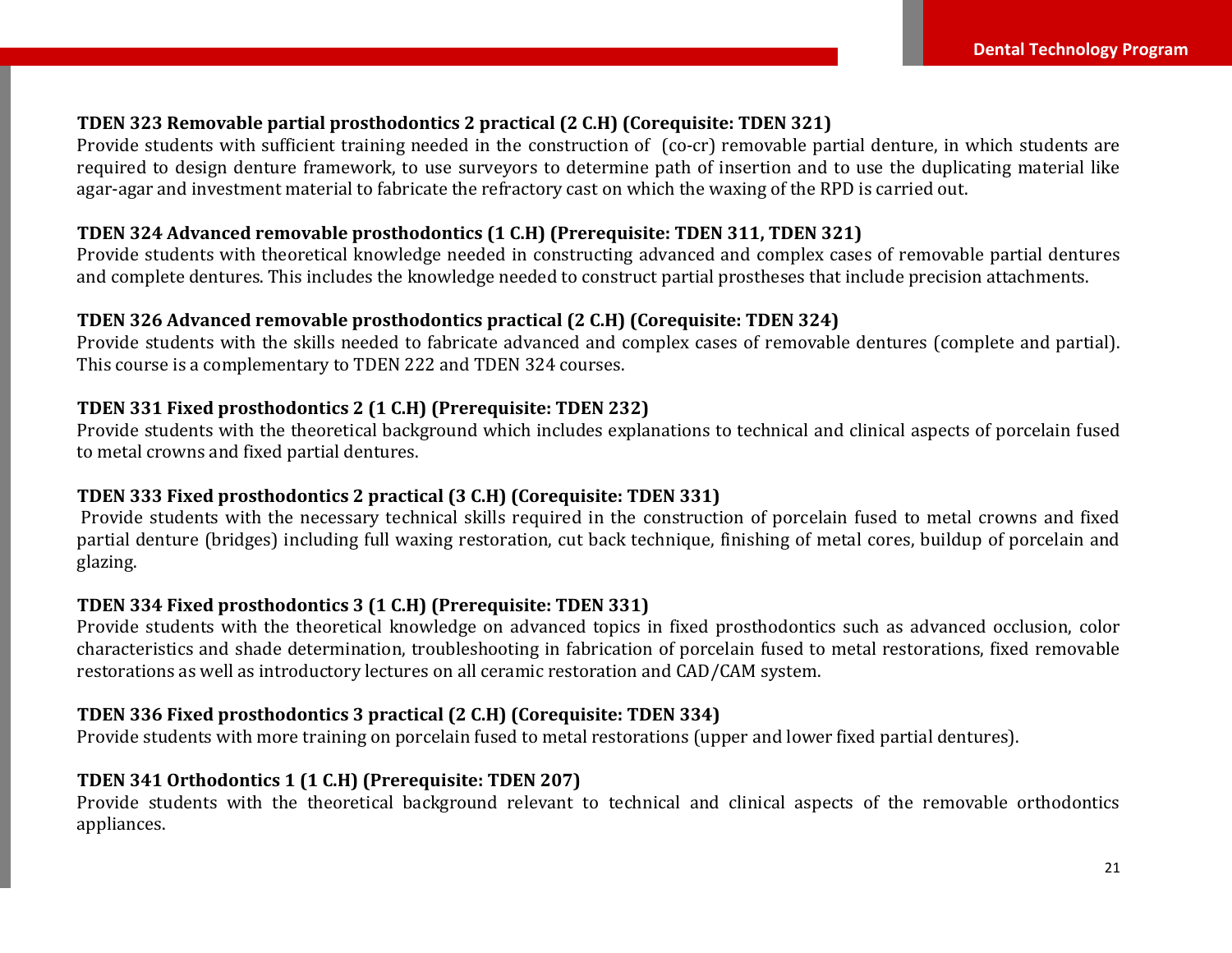**TDEN 323 Removable partial prosthodontics 2 practical (2 C.H) (Corequisite: TDEN 321)**

Provide students with sufficient training needed in the construction of (co-cr) removable partial denture, in which students are required to design denture framework, to use surveyors to determine path of insertion and to use the duplicating material like agar-agar and investment material to fabricate the refractory cast on which the waxing of the RPD is carried out.

**TDEN 324 Advanced removable prosthodontics (1 C.H) (Prerequisite: TDEN 311, TDEN 321)**

Provide students with theoretical knowledge needed in constructing advanced and complex cases of removable partial dentures and complete dentures. This includes the knowledge needed to construct partial prostheses that include precision attachments.

**TDEN 326 Advanced removable prosthodontics practical (2 C.H) (Corequisite: TDEN 324)**

Provide students with the skills needed to fabricate advanced and complex cases of removable dentures (complete and partial). This course is a complementary to TDEN 222 and TDEN 324 courses.

**TDEN 331 Fixed prosthodontics 2 (1 C.H) (Prerequisite: TDEN 232)**

Provide students with the theoretical background which includes explanations to technical and clinical aspects of porcelain fused to metal crowns and fixed partial dentures.

**TDEN 333 Fixed prosthodontics 2 practical (3 C.H) (Corequisite: TDEN 331)**

Provide students with the necessary technical skills required in the construction of porcelain fused to metal crowns and fixed partial denture (bridges) including full waxing restoration, cut back technique, finishing of metal cores, buildup of porcelain and glazing.

**TDEN 334 Fixed prosthodontics 3 (1 C.H) (Prerequisite: TDEN 331)**

Provide students with the theoretical knowledge on advanced topics in fixed prosthodontics such as advanced occlusion, color characteristics and shade determination, troubleshooting in fabrication of porcelain fused to metal restorations, fixed removable restorations as well as introductory lectures on all ceramic restoration and CAD/CAM system.

**TDEN 336 Fixed prosthodontics 3 practical (2 C.H) (Corequisite: TDEN 334)**

Provide students with more training on porcelain fused to metal restorations (upper and lower fixed partial dentures).

**TDEN 341 Orthodontics 1 (1 C.H) (Prerequisite: TDEN 207)**

Provide students with the theoretical background relevant to technical and clinical aspects of the removable orthodontics appliances.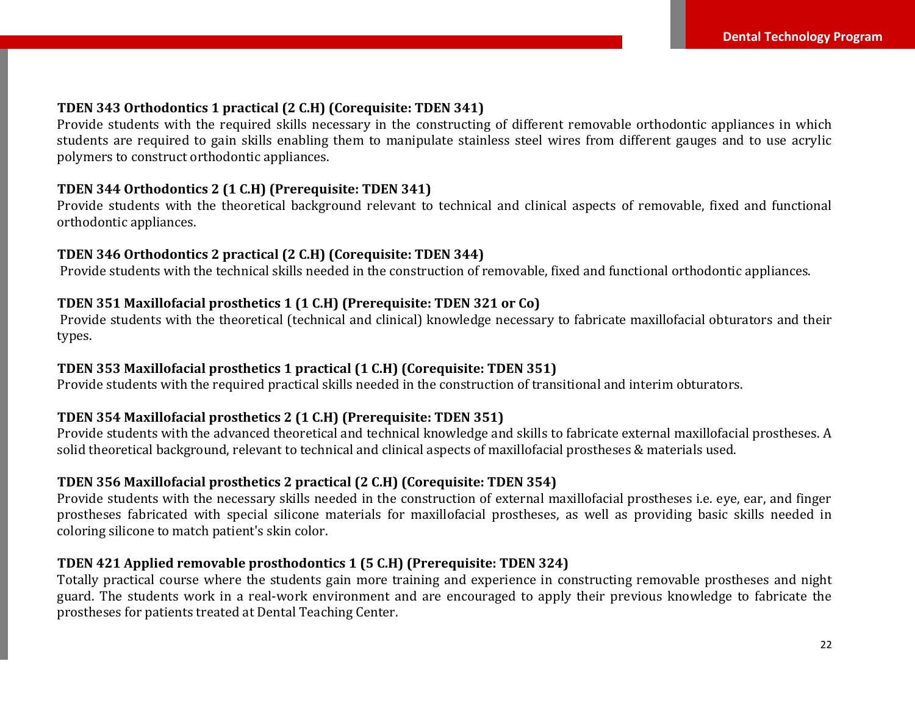**TDEN 343 Orthodontics 1 practical (2 C.H) (Corequisite: TDEN 341)**
Provide students with the required skills necessary in the constructing of different removable orthodontic appliances in which students are required to gain skills enabling them to manipulate stainless steel wires from different gauges and to use acrylic polymers to construct orthodontic appliances.

**TDEN 344 Orthodontics 2 (1 C.H) (Prerequisite: TDEN 341)**
Provide students with the theoretical background relevant to technical and clinical aspects of removable, fixed and functional orthodontic appliances.

**TDEN 346 Orthodontics 2 practical (2 C.H) (Corequisite: TDEN 344)**
Provide students with the technical skills needed in the construction of removable, fixed and functional orthodontic appliances.

**TDEN 351 Maxillofacial prosthetics 1 (1 C.H) (Prerequisite: TDEN 321 or Co)**
Provide students with the theoretical (technical and clinical) knowledge necessary to fabricate maxillofacial obturators and their types.

**TDEN 353 Maxillofacial prosthetics 1 practical (1 C.H) (Corequisite: TDEN 351)**
Provide students with the required practical skills needed in the construction of transitional and interim obturators.

**TDEN 354 Maxillofacial prosthetics 2 (1 C.H) (Prerequisite: TDEN 351)**
Provide students with the advanced theoretical and technical knowledge and skills to fabricate external maxillofacial prostheses. A solid theoretical background, relevant to technical and clinical aspects of maxillofacial prostheses & materials used.

**TDEN 356 Maxillofacial prosthetics 2 practical (2 C.H) (Corequisite: TDEN 354)**
Provide students with the necessary skills needed in the construction of external maxillofacial prostheses i.e. eye, ear, and finger prostheses fabricated with special silicone materials for maxillofacial prostheses, as well as providing basic skills needed in coloring silicone to match patient's skin color.

**TDEN 421 Applied removable prosthodontics 1 (5 C.H) (Prerequisite: TDEN 324)**
Totally practical course where the students gain more training and experience in constructing removable prostheses and night guard. The students work in a real-work environment and are encouraged to apply their previous knowledge to fabricate the prostheses for patients treated at Dental Teaching Center.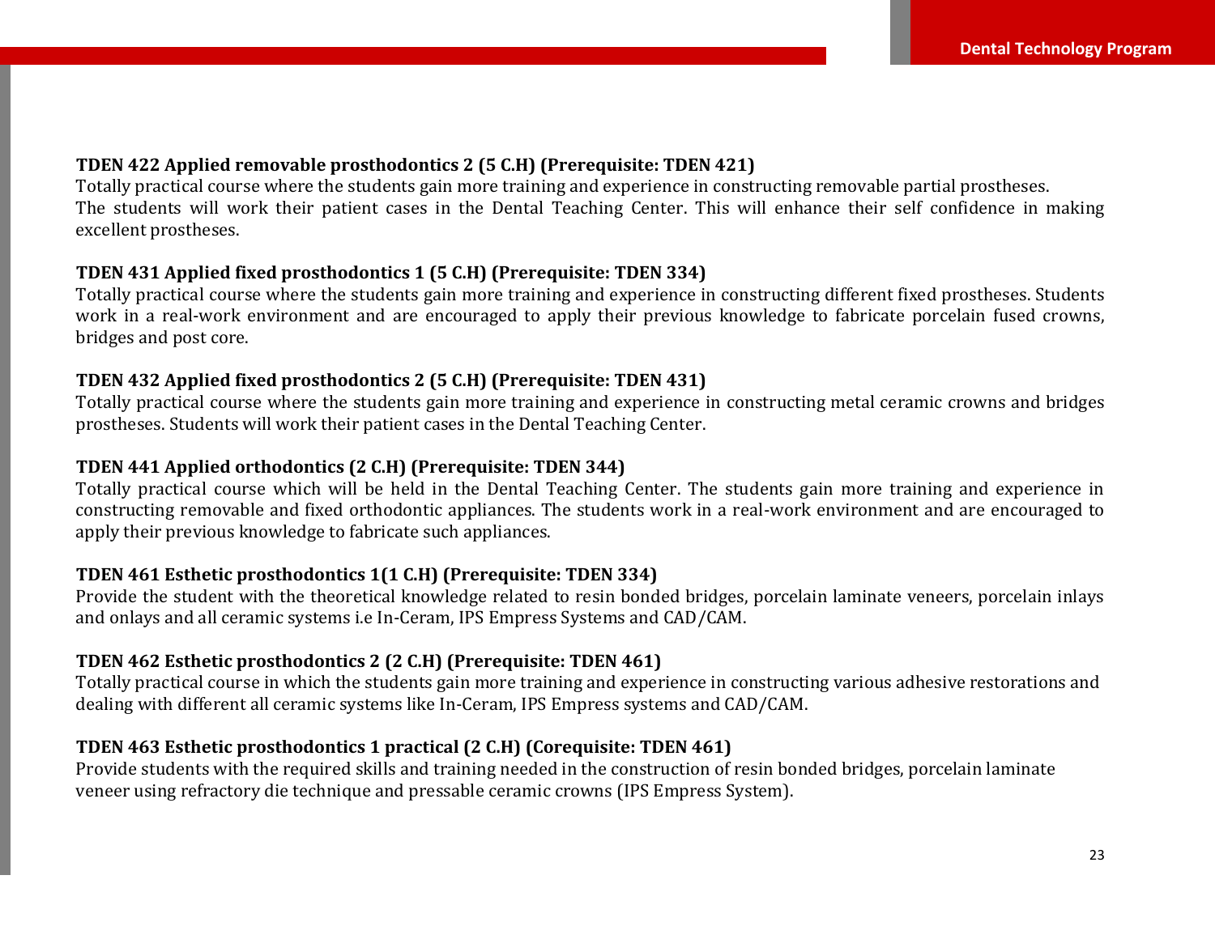**TDEN 422 Applied removable prosthodontics 2 (5 C.H) (Prerequisite: TDEN 421)**
Totally practical course where the students gain more training and experience in constructing removable partial prostheses.
The students will work their patient cases in the Dental Teaching Center. This will enhance their self confidence in making excellent prostheses.

**TDEN 431 Applied fixed prosthodontics 1 (5 C.H) (Prerequisite: TDEN 334)**
Totally practical course where the students gain more training and experience in constructing different fixed prostheses. Students work in a real-work environment and are encouraged to apply their previous knowledge to fabricate porcelain fused crowns, bridges and post core.

**TDEN 432 Applied fixed prosthodontics 2 (5 C.H) (Prerequisite: TDEN 431)**
Totally practical course where the students gain more training and experience in constructing metal ceramic crowns and bridges prostheses. Students will work their patient cases in the Dental Teaching Center.

**TDEN 441 Applied orthodontics (2 C.H) (Prerequisite: TDEN 344)**
Totally practical course which will be held in the Dental Teaching Center. The students gain more training and experience in constructing removable and fixed orthodontic appliances. The students work in a real-work environment and are encouraged to apply their previous knowledge to fabricate such appliances.

**TDEN 461 Esthetic prosthodontics 1(1 C.H) (Prerequisite: TDEN 334)**
Provide the student with the theoretical knowledge related to resin bonded bridges, porcelain laminate veneers, porcelain inlays and onlays and all ceramic systems i.e In-Ceram, IPS Empress Systems and CAD/CAM.

**TDEN 462 Esthetic prosthodontics 2 (2 C.H) (Prerequisite: TDEN 461)**
Totally practical course in which the students gain more training and experience in constructing various adhesive restorations and dealing with different all ceramic systems like In-Ceram, IPS Empress systems and CAD/CAM.

**TDEN 463 Esthetic prosthodontics 1 practical (2 C.H) (Corequisite: TDEN 461)**
Provide students with the required skills and training needed in the construction of resin bonded bridges, porcelain laminate veneer using refractory die technique and pressable ceramic crowns (IPS Empress System).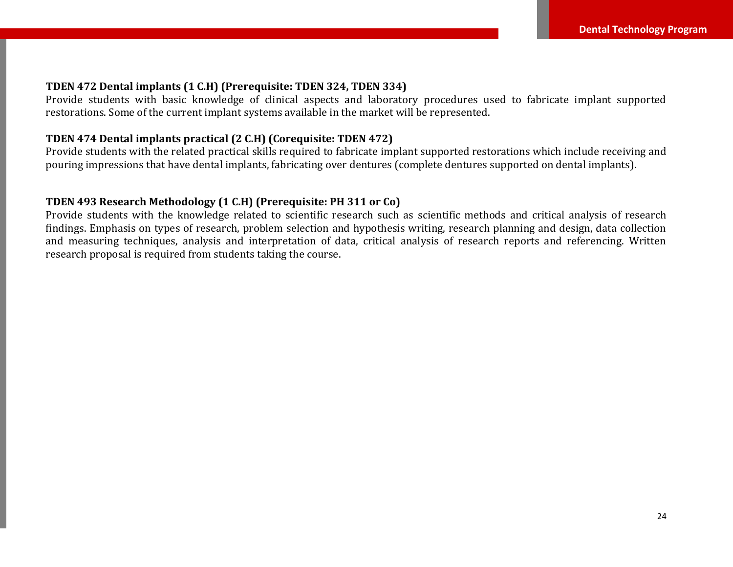**TDEN 472 Dental implants (1 C.H) (Prerequisite: TDEN 324, TDEN 334)**
Provide students with basic knowledge of clinical aspects and laboratory procedures used to fabricate implant supported restorations. Some of the current implant systems available in the market will be represented.

**TDEN 474 Dental implants practical (2 C.H) (Corequisite: TDEN 472)**
Provide students with the related practical skills required to fabricate implant supported restorations which include receiving and pouring impressions that have dental implants, fabricating over dentures (complete dentures supported on dental implants).

**TDEN 493 Research Methodology (1 C.H) (Prerequisite: PH 311 or Co)**
Provide students with the knowledge related to scientific research such as scientific methods and critical analysis of research findings. Emphasis on types of research, problem selection and hypothesis writing, research planning and design, data collection and measuring techniques, analysis and interpretation of data, critical analysis of research reports and referencing. Written research proposal is required from students taking the course.